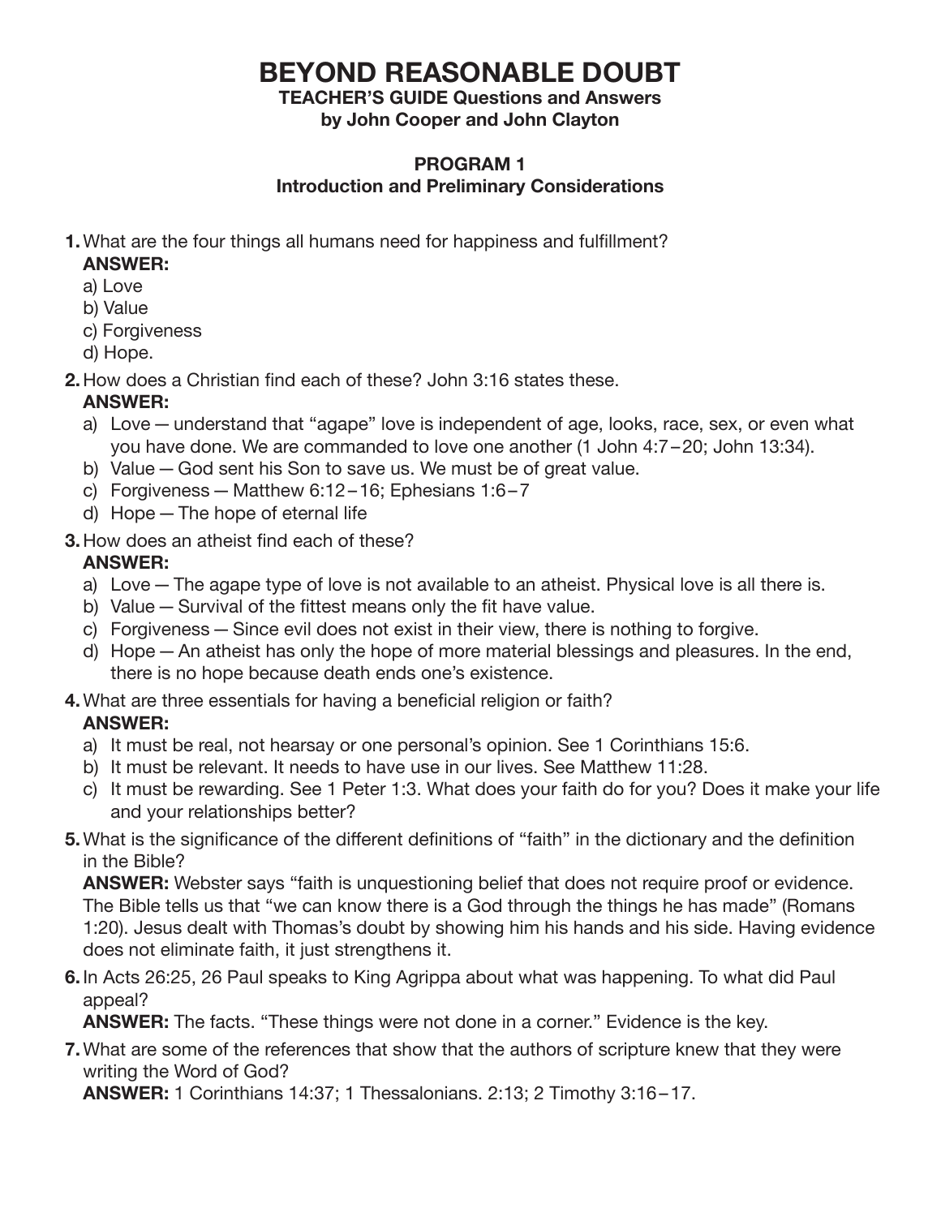# BEYOND REASONABLE DOUBT

**TEACHER'S GUIDE Questions and Answers**
**by John Cooper and John Clayton**

## PROGRAM 1
### Introduction and Preliminary Considerations

**1.** What are the four things all humans need for happiness and fulfillment?
**ANSWER:**
a) Love
b) Value
c) Forgiveness
d) Hope.

**2.** How does a Christian find each of these? John 3:16 states these.
**ANSWER:**
a) Love — understand that "agape" love is independent of age, looks, race, sex, or even what you have done. We are commanded to love one another (1 John 4:7–20; John 13:34).
b) Value — God sent his Son to save us. We must be of great value.
c) Forgiveness — Matthew 6:12–16; Ephesians 1:6–7
d) Hope — The hope of eternal life

**3.** How does an atheist find each of these?
**ANSWER:**
a) Love — The agape type of love is not available to an atheist. Physical love is all there is.
b) Value — Survival of the fittest means only the fit have value.
c) Forgiveness — Since evil does not exist in their view, there is nothing to forgive.
d) Hope — An atheist has only the hope of more material blessings and pleasures. In the end, there is no hope because death ends one's existence.

**4.** What are three essentials for having a beneficial religion or faith?
**ANSWER:**
a) It must be real, not hearsay or one personal's opinion. See 1 Corinthians 15:6.
b) It must be relevant. It needs to have use in our lives. See Matthew 11:28.
c) It must be rewarding. See 1 Peter 1:3. What does your faith do for you? Does it make your life and your relationships better?

**5.** What is the significance of the different definitions of "faith" in the dictionary and the definition in the Bible?
**ANSWER:** Webster says "faith is unquestioning belief that does not require proof or evidence. The Bible tells us that "we can know there is a God through the things he has made" (Romans 1:20). Jesus dealt with Thomas's doubt by showing him his hands and his side. Having evidence does not eliminate faith, it just strengthens it.

**6.** In Acts 26:25, 26 Paul speaks to King Agrippa about what was happening. To what did Paul appeal?
**ANSWER:** The facts. "These things were not done in a corner." Evidence is the key.

**7.** What are some of the references that show that the authors of scripture knew that they were writing the Word of God?
**ANSWER:** 1 Corinthians 14:37; 1 Thessalonians. 2:13; 2 Timothy 3:16–17.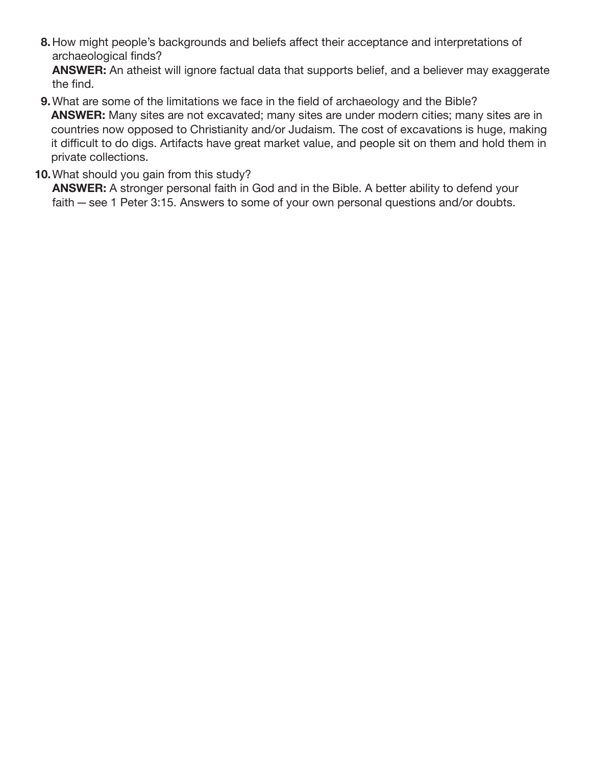8. How might people's backgrounds and beliefs affect their acceptance and interpretations of archaeological finds?
   **ANSWER:** An atheist will ignore factual data that supports belief, and a believer may exaggerate the find.

9. What are some of the limitations we face in the field of archaeology and the Bible?
   **ANSWER:** Many sites are not excavated; many sites are under modern cities; many sites are in countries now opposed to Christianity and/or Judaism. The cost of excavations is huge, making it difficult to do digs. Artifacts have great market value, and people sit on them and hold them in private collections.

10. What should you gain from this study?
    **ANSWER:** A stronger personal faith in God and in the Bible. A better ability to defend your faith — see 1 Peter 3:15. Answers to some of your own personal questions and/or doubts.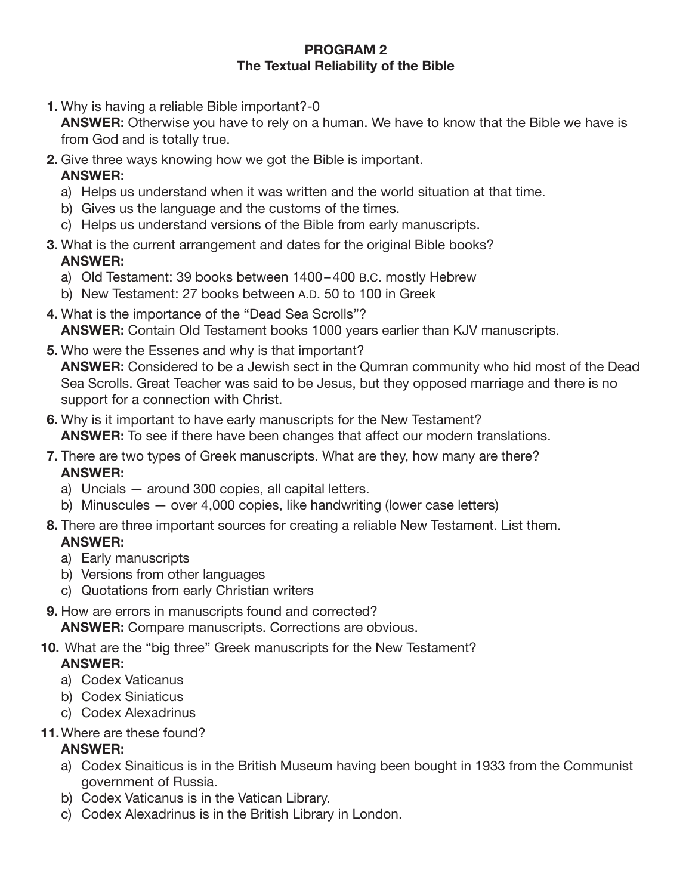# PROGRAM 2
## The Textual Reliability of the Bible

1. Why is having a reliable Bible important?-0
   **ANSWER:** Otherwise you have to rely on a human. We have to know that the Bible we have is from God and is totally true.

2. Give three ways knowing how we got the Bible is important.
   **ANSWER:**
   a) Helps us understand when it was written and the world situation at that time.
   b) Gives us the language and the customs of the times.
   c) Helps us understand versions of the Bible from early manuscripts.

3. What is the current arrangement and dates for the original Bible books?
   **ANSWER:**
   a) Old Testament: 39 books between 1400–400 B.C. mostly Hebrew
   b) New Testament: 27 books between A.D. 50 to 100 in Greek

4. What is the importance of the "Dead Sea Scrolls"?
   **ANSWER:** Contain Old Testament books 1000 years earlier than KJV manuscripts.

5. Who were the Essenes and why is that important?
   **ANSWER:** Considered to be a Jewish sect in the Qumran community who hid most of the Dead Sea Scrolls. Great Teacher was said to be Jesus, but they opposed marriage and there is no support for a connection with Christ.

6. Why is it important to have early manuscripts for the New Testament?
   **ANSWER:** To see if there have been changes that affect our modern translations.

7. There are two types of Greek manuscripts. What are they, how many are there?
   **ANSWER:**
   a) Uncials — around 300 copies, all capital letters.
   b) Minuscules — over 4,000 copies, like handwriting (lower case letters)

8. There are three important sources for creating a reliable New Testament. List them.
   **ANSWER:**
   a) Early manuscripts
   b) Versions from other languages
   c) Quotations from early Christian writers

9. How are errors in manuscripts found and corrected?
   **ANSWER:** Compare manuscripts. Corrections are obvious.

10. What are the "big three" Greek manuscripts for the New Testament?
    **ANSWER:**
    a) Codex Vaticanus
    b) Codex Siniaticus
    c) Codex Alexadrinus

11. Where are these found?
    **ANSWER:**
    a) Codex Sinaiticus is in the British Museum having been bought in 1933 from the Communist government of Russia.
    b) Codex Vaticanus is in the Vatican Library.
    c) Codex Alexadrinus is in the British Library in London.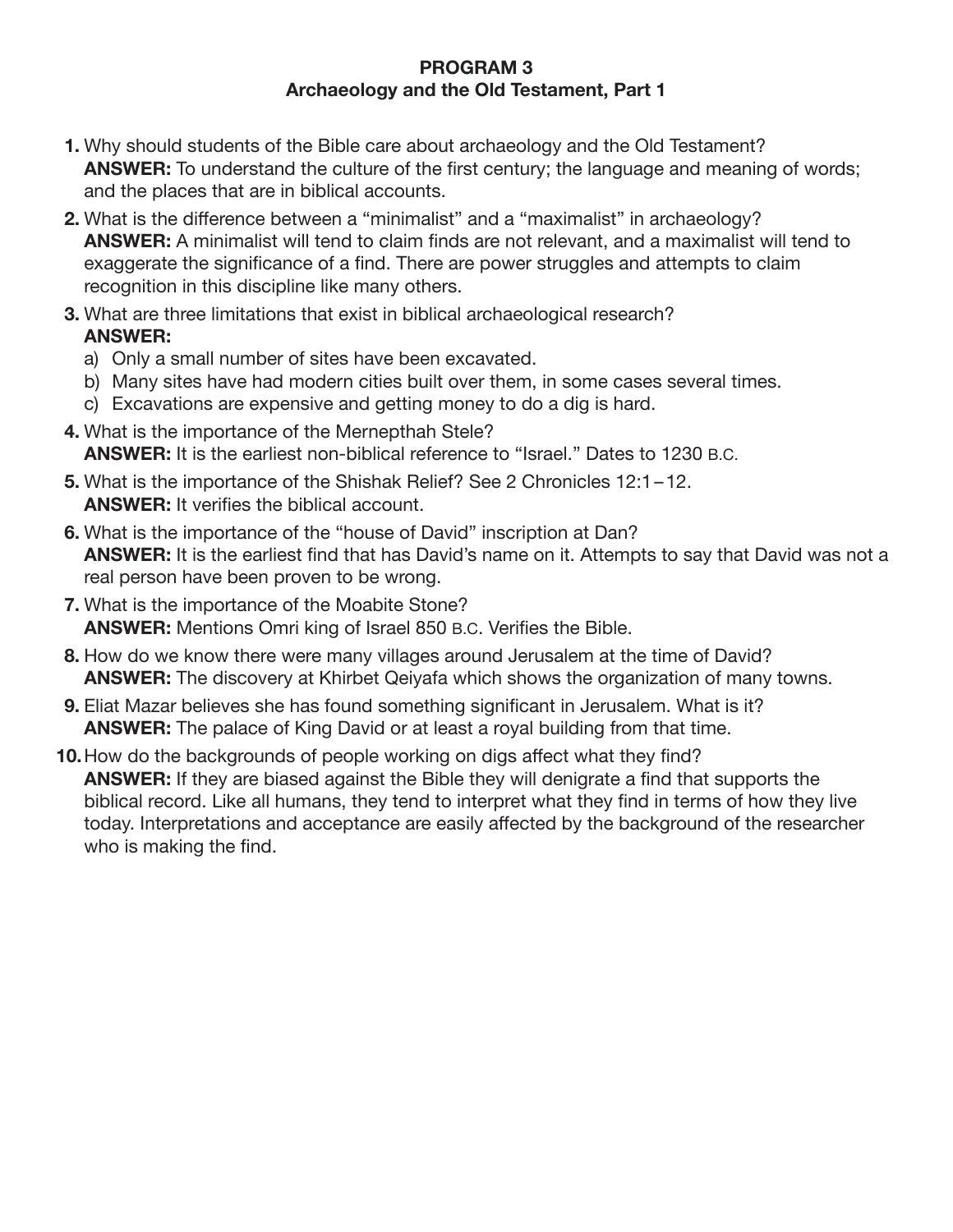# PROGRAM 3
## Archaeology and the Old Testament, Part 1

1. Why should students of the Bible care about archaeology and the Old Testament?
   **ANSWER:** To understand the culture of the first century; the language and meaning of words; and the places that are in biblical accounts.

2. What is the difference between a "minimalist" and a "maximalist" in archaeology?
   **ANSWER:** A minimalist will tend to claim finds are not relevant, and a maximalist will tend to exaggerate the significance of a find. There are power struggles and attempts to claim recognition in this discipline like many others.

3. What are three limitations that exist in biblical archaeological research?
   **ANSWER:**
   a) Only a small number of sites have been excavated.
   b) Many sites have had modern cities built over them, in some cases several times.
   c) Excavations are expensive and getting money to do a dig is hard.

4. What is the importance of the Mernepthah Stele?
   **ANSWER:** It is the earliest non-biblical reference to "Israel." Dates to 1230 B.C.

5. What is the importance of the Shishak Relief? See 2 Chronicles 12:1–12.
   **ANSWER:** It verifies the biblical account.

6. What is the importance of the "house of David" inscription at Dan?
   **ANSWER:** It is the earliest find that has David's name on it. Attempts to say that David was not a real person have been proven to be wrong.

7. What is the importance of the Moabite Stone?
   **ANSWER:** Mentions Omri king of Israel 850 B.C. Verifies the Bible.

8. How do we know there were many villages around Jerusalem at the time of David?
   **ANSWER:** The discovery at Khirbet Qeiyafa which shows the organization of many towns.

9. Eliat Mazar believes she has found something significant in Jerusalem. What is it?
   **ANSWER:** The palace of King David or at least a royal building from that time.

10. How do the backgrounds of people working on digs affect what they find?
    **ANSWER:** If they are biased against the Bible they will denigrate a find that supports the biblical record. Like all humans, they tend to interpret what they find in terms of how they live today. Interpretations and acceptance are easily affected by the background of the researcher who is making the find.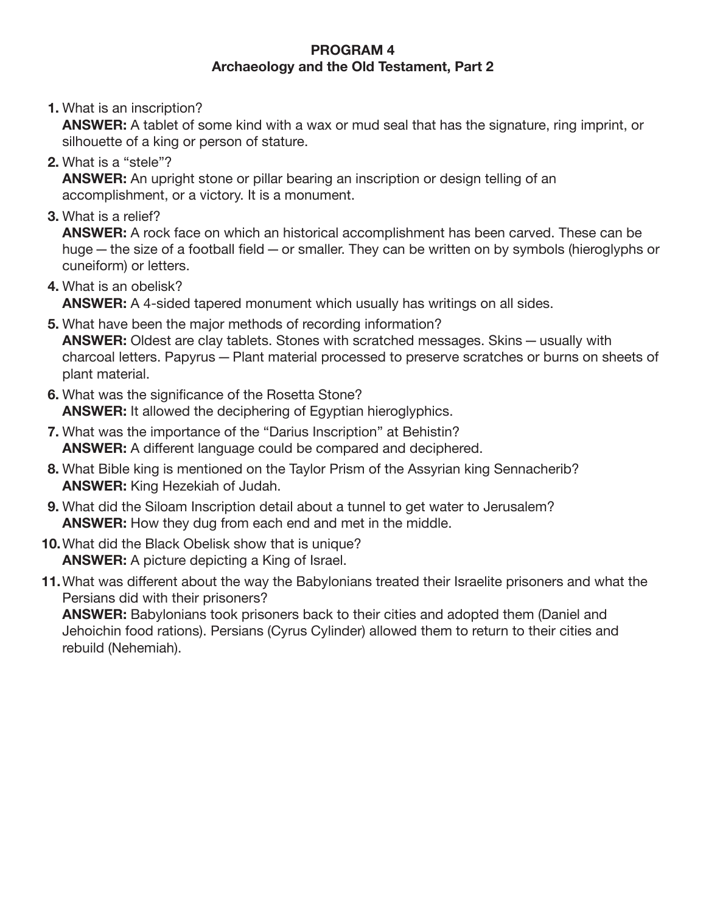# PROGRAM 4
## Archaeology and the Old Testament, Part 2

1. What is an inscription?
   **ANSWER:** A tablet of some kind with a wax or mud seal that has the signature, ring imprint, or silhouette of a king or person of stature.
2. What is a "stele"?
   **ANSWER:** An upright stone or pillar bearing an inscription or design telling of an accomplishment, or a victory. It is a monument.
3. What is a relief?
   **ANSWER:** A rock face on which an historical accomplishment has been carved. These can be huge — the size of a football field — or smaller. They can be written on by symbols (hieroglyphs or cuneiform) or letters.
4. What is an obelisk?
   **ANSWER:** A 4-sided tapered monument which usually has writings on all sides.
5. What have been the major methods of recording information?
   **ANSWER:** Oldest are clay tablets. Stones with scratched messages. Skins — usually with charcoal letters. Papyrus — Plant material processed to preserve scratches or burns on sheets of plant material.
6. What was the significance of the Rosetta Stone?
   **ANSWER:** It allowed the deciphering of Egyptian hieroglyphics.
7. What was the importance of the "Darius Inscription" at Behistin?
   **ANSWER:** A different language could be compared and deciphered.
8. What Bible king is mentioned on the Taylor Prism of the Assyrian king Sennacherib?
   **ANSWER:** King Hezekiah of Judah.
9. What did the Siloam Inscription detail about a tunnel to get water to Jerusalem?
   **ANSWER:** How they dug from each end and met in the middle.
10. What did the Black Obelisk show that is unique?
    **ANSWER:** A picture depicting a King of Israel.
11. What was different about the way the Babylonians treated their Israelite prisoners and what the Persians did with their prisoners?
    **ANSWER:** Babylonians took prisoners back to their cities and adopted them (Daniel and Jehoichin food rations). Persians (Cyrus Cylinder) allowed them to return to their cities and rebuild (Nehemiah).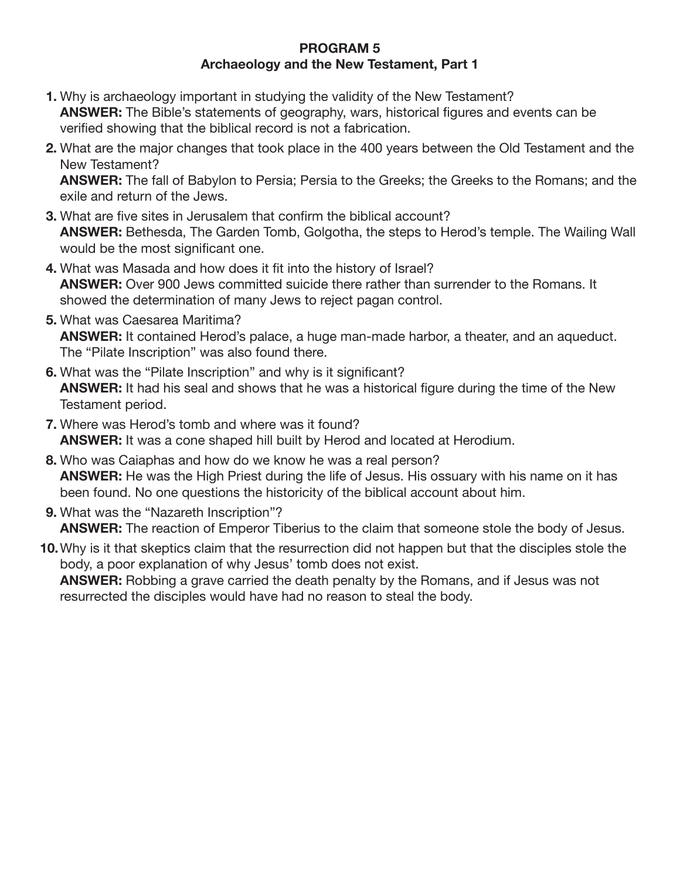**PROGRAM 5**
**Archaeology and the New Testament, Part 1**

1. Why is archaeology important in studying the validity of the New Testament?
   **ANSWER:** The Bible's statements of geography, wars, historical figures and events can be verified showing that the biblical record is not a fabrication.
2. What are the major changes that took place in the 400 years between the Old Testament and the New Testament?
   **ANSWER:** The fall of Babylon to Persia; Persia to the Greeks; the Greeks to the Romans; and the exile and return of the Jews.
3. What are five sites in Jerusalem that confirm the biblical account?
   **ANSWER:** Bethesda, The Garden Tomb, Golgotha, the steps to Herod's temple. The Wailing Wall would be the most significant one.
4. What was Masada and how does it fit into the history of Israel?
   **ANSWER:** Over 900 Jews committed suicide there rather than surrender to the Romans. It showed the determination of many Jews to reject pagan control.
5. What was Caesarea Maritima?
   **ANSWER:** It contained Herod's palace, a huge man-made harbor, a theater, and an aqueduct. The "Pilate Inscription" was also found there.
6. What was the "Pilate Inscription" and why is it significant?
   **ANSWER:** It had his seal and shows that he was a historical figure during the time of the New Testament period.
7. Where was Herod's tomb and where was it found?
   **ANSWER:** It was a cone shaped hill built by Herod and located at Herodium.
8. Who was Caiaphas and how do we know he was a real person?
   **ANSWER:** He was the High Priest during the life of Jesus. His ossuary with his name on it has been found. No one questions the historicity of the biblical account about him.
9. What was the "Nazareth Inscription"?
   **ANSWER:** The reaction of Emperor Tiberius to the claim that someone stole the body of Jesus.
10. Why is it that skeptics claim that the resurrection did not happen but that the disciples stole the body, a poor explanation of why Jesus' tomb does not exist.
    **ANSWER:** Robbing a grave carried the death penalty by the Romans, and if Jesus was not resurrected the disciples would have had no reason to steal the body.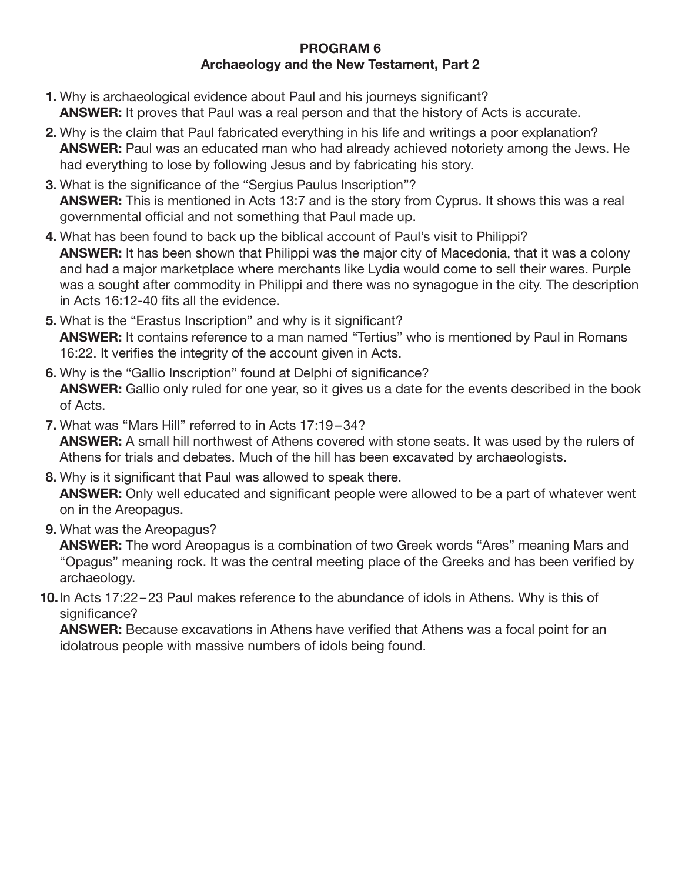**PROGRAM 6**
**Archaeology and the New Testament, Part 2**

1. Why is archaeological evidence about Paul and his journeys significant?
   **ANSWER:** It proves that Paul was a real person and that the history of Acts is accurate.

2. Why is the claim that Paul fabricated everything in his life and writings a poor explanation?
   **ANSWER:** Paul was an educated man who had already achieved notoriety among the Jews. He had everything to lose by following Jesus and by fabricating his story.

3. What is the significance of the "Sergius Paulus Inscription"?
   **ANSWER:** This is mentioned in Acts 13:7 and is the story from Cyprus. It shows this was a real governmental official and not something that Paul made up.

4. What has been found to back up the biblical account of Paul's visit to Philippi?
   **ANSWER:** It has been shown that Philippi was the major city of Macedonia, that it was a colony and had a major marketplace where merchants like Lydia would come to sell their wares. Purple was a sought after commodity in Philippi and there was no synagogue in the city. The description in Acts 16:12-40 fits all the evidence.

5. What is the "Erastus Inscription" and why is it significant?
   **ANSWER:** It contains reference to a man named "Tertius" who is mentioned by Paul in Romans 16:22. It verifies the integrity of the account given in Acts.

6. Why is the "Gallio Inscription" found at Delphi of significance?
   **ANSWER:** Gallio only ruled for one year, so it gives us a date for the events described in the book of Acts.

7. What was "Mars Hill" referred to in Acts 17:19–34?
   **ANSWER:** A small hill northwest of Athens covered with stone seats. It was used by the rulers of Athens for trials and debates. Much of the hill has been excavated by archaeologists.

8. Why is it significant that Paul was allowed to speak there.
   **ANSWER:** Only well educated and significant people were allowed to be a part of whatever went on in the Areopagus.

9. What was the Areopagus?
   **ANSWER:** The word Areopagus is a combination of two Greek words "Ares" meaning Mars and "Opagus" meaning rock. It was the central meeting place of the Greeks and has been verified by archaeology.

10. In Acts 17:22–23 Paul makes reference to the abundance of idols in Athens. Why is this of significance?
    **ANSWER:** Because excavations in Athens have verified that Athens was a focal point for an idolatrous people with massive numbers of idols being found.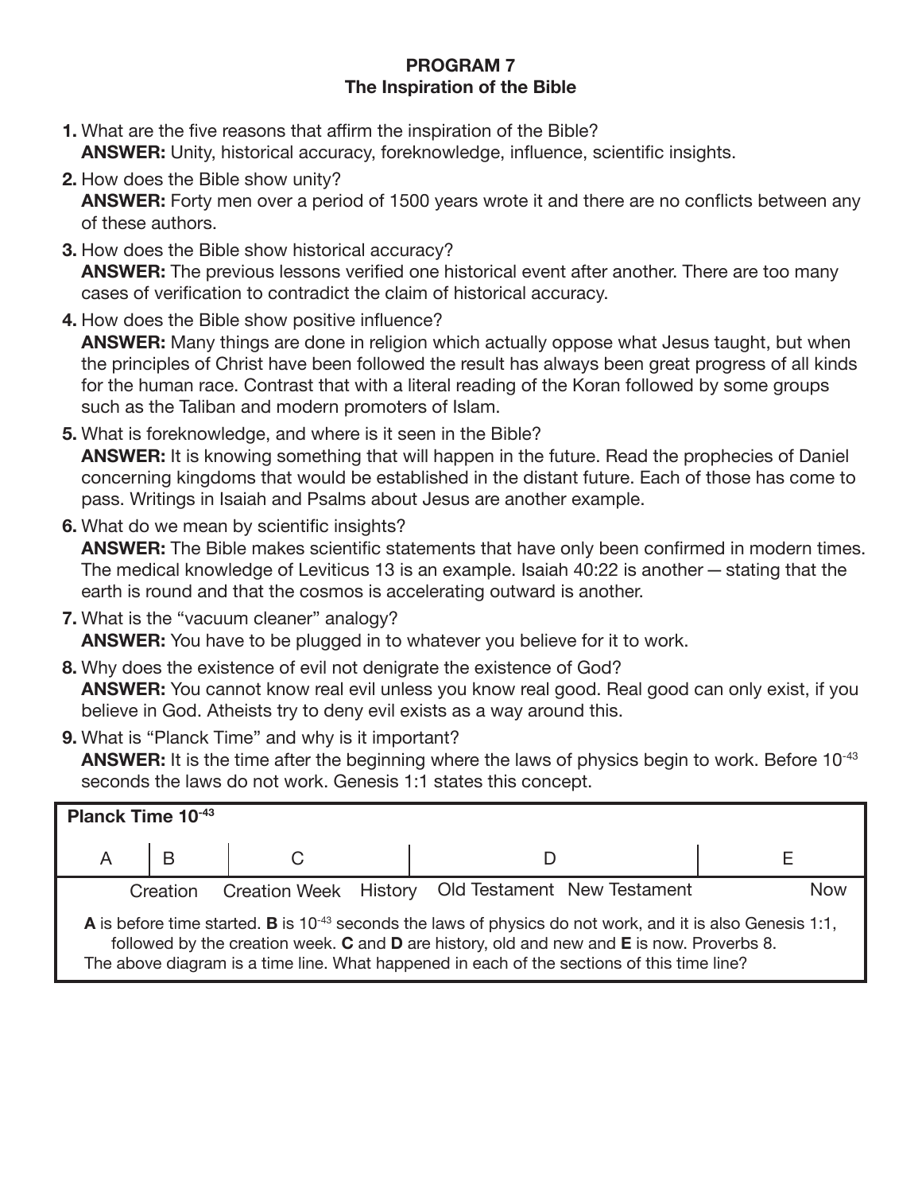**PROGRAM 7**
**The Inspiration of the Bible**

1. What are the five reasons that affirm the inspiration of the Bible?
   **ANSWER:** Unity, historical accuracy, foreknowledge, influence, scientific insights.

2. How does the Bible show unity?
   **ANSWER:** Forty men over a period of 1500 years wrote it and there are no conflicts between any of these authors.

3. How does the Bible show historical accuracy?
   **ANSWER:** The previous lessons verified one historical event after another. There are too many cases of verification to contradict the claim of historical accuracy.

4. How does the Bible show positive influence?
   **ANSWER:** Many things are done in religion which actually oppose what Jesus taught, but when the principles of Christ have been followed the result has always been great progress of all kinds for the human race. Contrast that with a literal reading of the Koran followed by some groups such as the Taliban and modern promoters of Islam.

5. What is foreknowledge, and where is it seen in the Bible?
   **ANSWER:** It is knowing something that will happen in the future. Read the prophecies of Daniel concerning kingdoms that would be established in the distant future. Each of those has come to pass. Writings in Isaiah and Psalms about Jesus are another example.

6. What do we mean by scientific insights?
   **ANSWER:** The Bible makes scientific statements that have only been confirmed in modern times. The medical knowledge of Leviticus 13 is an example. Isaiah 40:22 is another — stating that the earth is round and that the cosmos is accelerating outward is another.

7. What is the "vacuum cleaner" analogy?
   **ANSWER:** You have to be plugged in to whatever you believe for it to work.

8. Why does the existence of evil not denigrate the existence of God?
   **ANSWER:** You cannot know real evil unless you know real good. Real good can only exist, if you believe in God. Atheists try to deny evil exists as a way around this.

9. What is "Planck Time" and why is it important?
   **ANSWER:** It is the time after the beginning where the laws of physics begin to work. Before $10^{-43}$ seconds the laws do not work. Genesis 1:1 states this concept.

**Planck Time $10^{-43}$**

| A | B | C | D | E |
|---|---|---|---|---|
| | Creation | Creation Week History | Old Testament New Testament | Now |

**A** is before time started. **B** is $10^{-43}$ seconds the laws of physics do not work, and it is also Genesis 1:1, followed by the creation week. **C** and **D** are history, old and new and **E** is now. Proverbs 8.
The above diagram is a time line. What happened in each of the sections of this time line?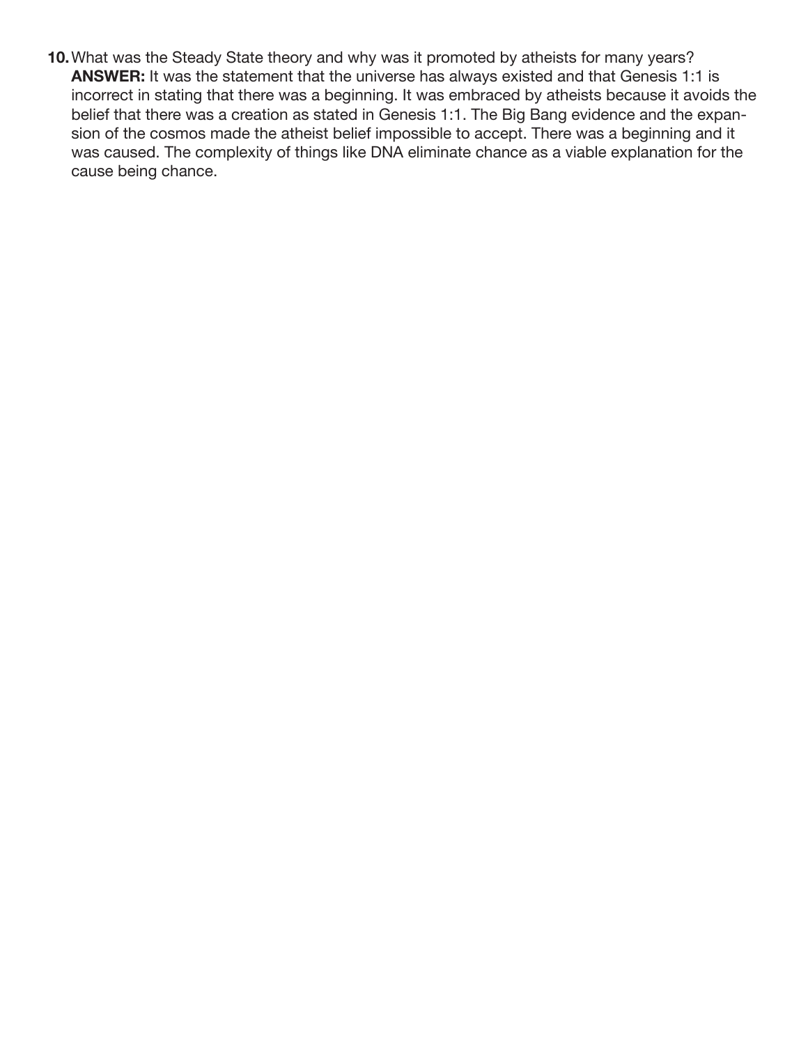10. What was the Steady State theory and why was it promoted by atheists for many years?
**ANSWER:** It was the statement that the universe has always existed and that Genesis 1:1 is incorrect in stating that there was a beginning. It was embraced by atheists because it avoids the belief that there was a creation as stated in Genesis 1:1. The Big Bang evidence and the expansion of the cosmos made the atheist belief impossible to accept. There was a beginning and it was caused. The complexity of things like DNA eliminate chance as a viable explanation for the cause being chance.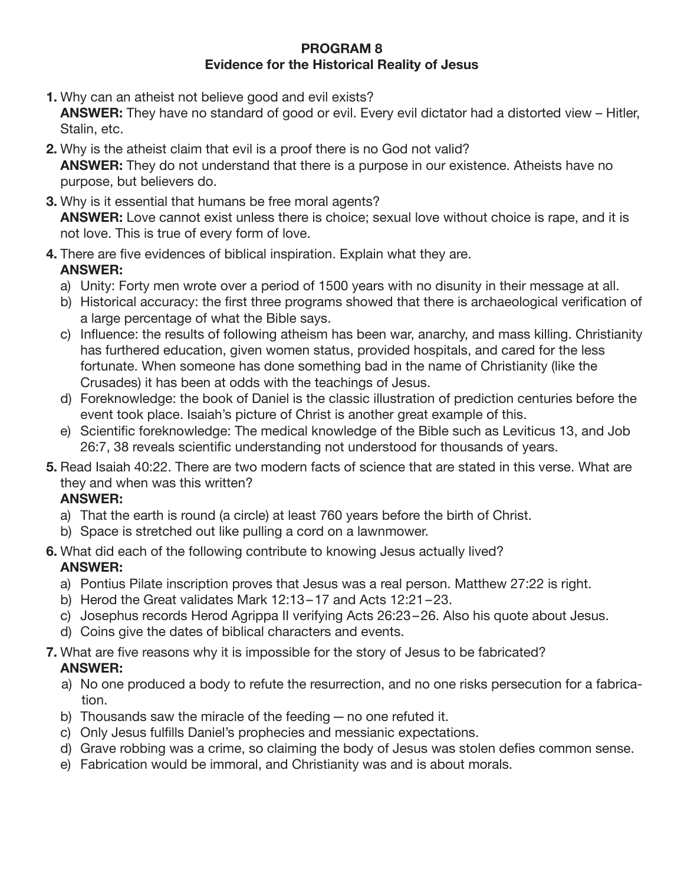# PROGRAM 8
## Evidence for the Historical Reality of Jesus

**1.** Why can an atheist not believe good and evil exists?
**ANSWER:** They have no standard of good or evil. Every evil dictator had a distorted view – Hitler, Stalin, etc.

**2.** Why is the atheist claim that evil is a proof there is no God not valid?
**ANSWER:** They do not understand that there is a purpose in our existence. Atheists have no purpose, but believers do.

**3.** Why is it essential that humans be free moral agents?
**ANSWER:** Love cannot exist unless there is choice; sexual love without choice is rape, and it is not love. This is true of every form of love.

**4.** There are five evidences of biblical inspiration. Explain what they are.
**ANSWER:**
a) Unity: Forty men wrote over a period of 1500 years with no disunity in their message at all.
b) Historical accuracy: the first three programs showed that there is archaeological verification of a large percentage of what the Bible says.
c) Influence: the results of following atheism has been war, anarchy, and mass killing. Christianity has furthered education, given women status, provided hospitals, and cared for the less fortunate. When someone has done something bad in the name of Christianity (like the Crusades) it has been at odds with the teachings of Jesus.
d) Foreknowledge: the book of Daniel is the classic illustration of prediction centuries before the event took place. Isaiah's picture of Christ is another great example of this.
e) Scientific foreknowledge: The medical knowledge of the Bible such as Leviticus 13, and Job 26:7, 38 reveals scientific understanding not understood for thousands of years.

**5.** Read Isaiah 40:22. There are two modern facts of science that are stated in this verse. What are they and when was this written?
**ANSWER:**
a) That the earth is round (a circle) at least 760 years before the birth of Christ.
b) Space is stretched out like pulling a cord on a lawnmower.

**6.** What did each of the following contribute to knowing Jesus actually lived?
**ANSWER:**
a) Pontius Pilate inscription proves that Jesus was a real person. Matthew 27:22 is right.
b) Herod the Great validates Mark 12:13–17 and Acts 12:21–23.
c) Josephus records Herod Agrippa II verifying Acts 26:23–26. Also his quote about Jesus.
d) Coins give the dates of biblical characters and events.

**7.** What are five reasons why it is impossible for the story of Jesus to be fabricated?
**ANSWER:**
a) No one produced a body to refute the resurrection, and no one risks persecution for a fabrication.
b) Thousands saw the miracle of the feeding — no one refuted it.
c) Only Jesus fulfills Daniel's prophecies and messianic expectations.
d) Grave robbing was a crime, so claiming the body of Jesus was stolen defies common sense.
e) Fabrication would be immoral, and Christianity was and is about morals.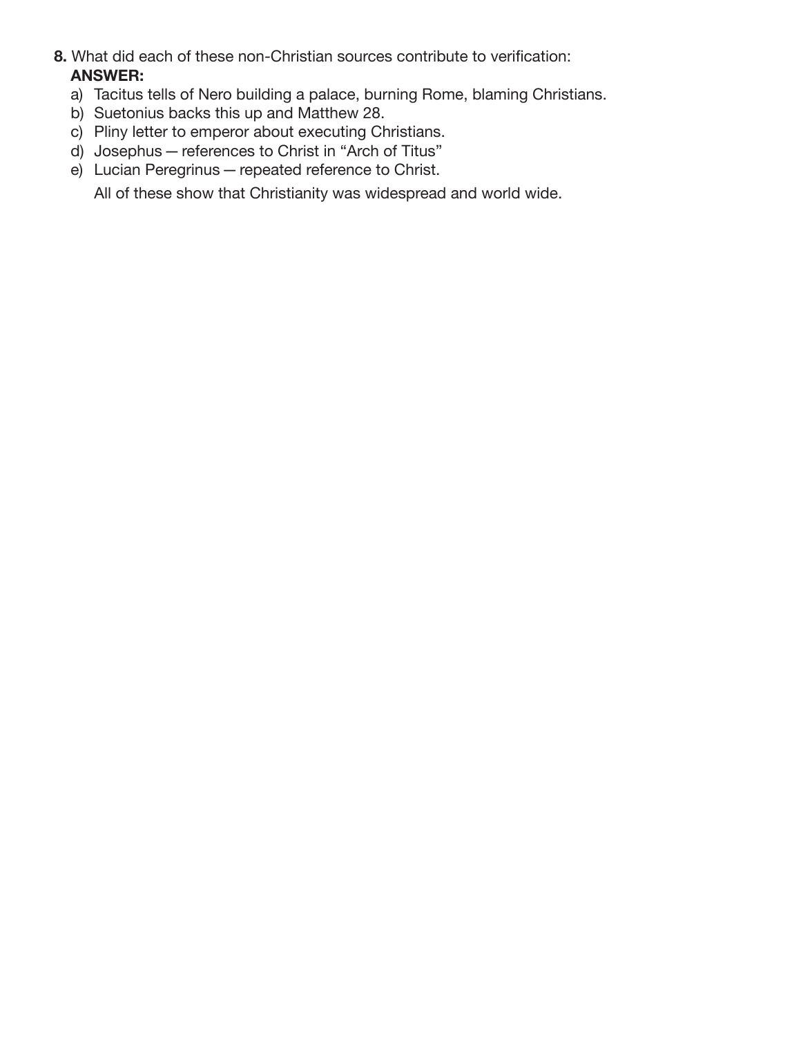**8.** What did each of these non-Christian sources contribute to verification:

**ANSWER:**

a) Tacitus tells of Nero building a palace, burning Rome, blaming Christians.
b) Suetonius backs this up and Matthew 28.
c) Pliny letter to emperor about executing Christians.
d) Josephus — references to Christ in "Arch of Titus"
e) Lucian Peregrinus — repeated reference to Christ.

All of these show that Christianity was widespread and world wide.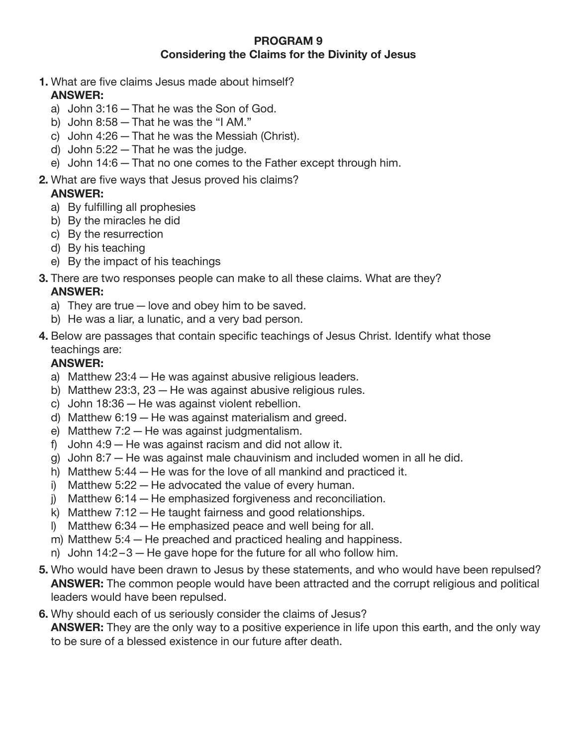**PROGRAM 9**
**Considering the Claims for the Divinity of Jesus**

**1.** What are five claims Jesus made about himself?
**ANSWER:**
a) John 3:16 — That he was the Son of God.
b) John 8:58 — That he was the "I AM."
c) John 4:26 — That he was the Messiah (Christ).
d) John 5:22 — That he was the judge.
e) John 14:6 — That no one comes to the Father except through him.

**2.** What are five ways that Jesus proved his claims?
**ANSWER:**
a) By fulfilling all prophesies
b) By the miracles he did
c) By the resurrection
d) By his teaching
e) By the impact of his teachings

**3.** There are two responses people can make to all these claims. What are they?
**ANSWER:**
a) They are true — love and obey him to be saved.
b) He was a liar, a lunatic, and a very bad person.

**4.** Below are passages that contain specific teachings of Jesus Christ. Identify what those teachings are:
**ANSWER:**
a) Matthew 23:4 — He was against abusive religious leaders.
b) Matthew 23:3, 23 — He was against abusive religious rules.
c) John 18:36 — He was against violent rebellion.
d) Matthew 6:19 — He was against materialism and greed.
e) Matthew 7:2 — He was against judgmentalism.
f) John 4:9 — He was against racism and did not allow it.
g) John 8:7 — He was against male chauvinism and included women in all he did.
h) Matthew 5:44 — He was for the love of all mankind and practiced it.
i) Matthew 5:22 — He advocated the value of every human.
j) Matthew 6:14 — He emphasized forgiveness and reconciliation.
k) Matthew 7:12 — He taught fairness and good relationships.
l) Matthew 6:34 — He emphasized peace and well being for all.
m) Matthew 5:4 — He preached and practiced healing and happiness.
n) John 14:2–3 — He gave hope for the future for all who follow him.

**5.** Who would have been drawn to Jesus by these statements, and who would have been repulsed?
**ANSWER:** The common people would have been attracted and the corrupt religious and political leaders would have been repulsed.

**6.** Why should each of us seriously consider the claims of Jesus?
**ANSWER:** They are the only way to a positive experience in life upon this earth, and the only way to be sure of a blessed existence in our future after death.